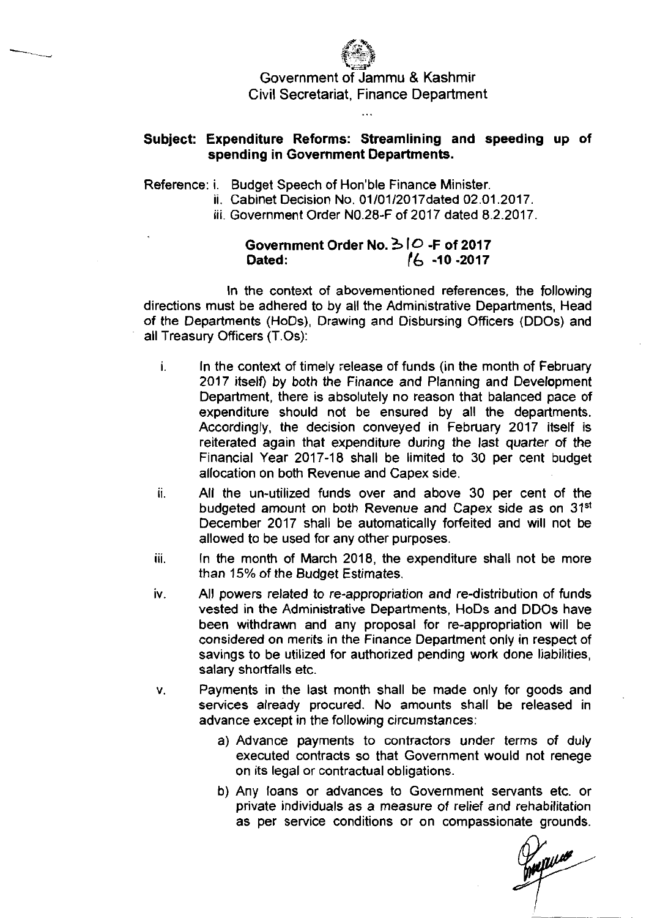Government of Jammu & Kashmir
Civil Secretariat, Finance Department

...

**Subject: Expenditure Reforms: Streamlining and speeding up of spending in Government Departments.**

Reference: i. Budget Speech of Hon'ble Finance Minister.
ii. Cabinet Decision No. 01/01/2017dated 02.01.2017.
iii. Government Order N0.28-F of 2017 dated 8.2.2017.

**Government Order No. 310 -F of 2017**
**Dated: 16 -10 -2017**

In the context of abovementioned references, the following directions must be adhered to by all the Administrative Departments, Head of the Departments (HoDs), Drawing and Disbursing Officers (DDOs) and all Treasury Officers (T.Os):

i. In the context of timely release of funds (in the month of February 2017 itself) by both the Finance and Planning and Development Department, there is absolutely no reason that balanced pace of expenditure should not be ensured by all the departments. Accordingly, the decision conveyed in February 2017 itself is reiterated again that expenditure during the last quarter of the Financial Year 2017-18 shall be limited to 30 per cent budget allocation on both Revenue and Capex side.

ii. All the un-utilized funds over and above 30 per cent of the budgeted amount on both Revenue and Capex side as on 31st December 2017 shall be automatically forfeited and will not be allowed to be used for any other purposes.

iii. In the month of March 2018, the expenditure shall not be more than 15% of the Budget Estimates.

iv. All powers related to re-appropriation and re-distribution of funds vested in the Administrative Departments, HoDs and DDOs have been withdrawn and any proposal for re-appropriation will be considered on merits in the Finance Department only in respect of savings to be utilized for authorized pending work done liabilities, salary shortfalls etc.

v. Payments in the last month shall be made only for goods and services already procured. No amounts shall be released in advance except in the following circumstances:

a) Advance payments to contractors under terms of duly executed contracts so that Government would not renege on its legal or contractual obligations.

b) Any loans or advances to Government servants etc. or private individuals as a measure of relief and rehabilitation as per service conditions or on compassionate grounds.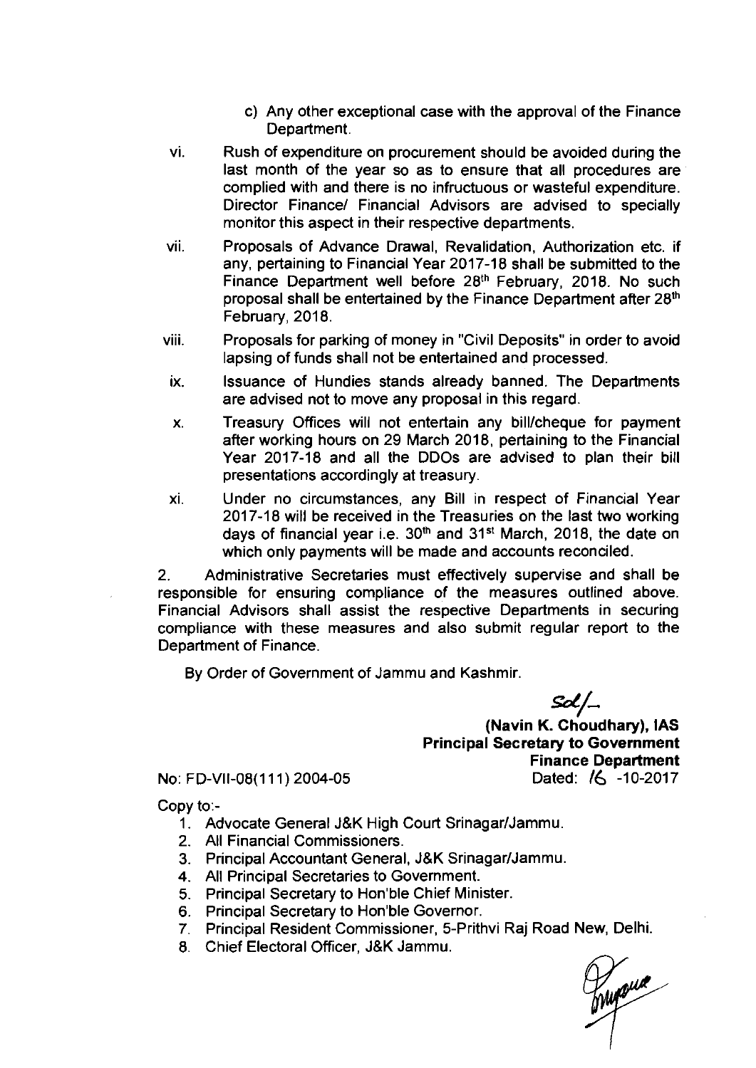c) Any other exceptional case with the approval of the Finance Department.

vi. Rush of expenditure on procurement should be avoided during the last month of the year so as to ensure that all procedures are complied with and there is no infructuous or wasteful expenditure. Director Finance/ Financial Advisors are advised to specially monitor this aspect in their respective departments.

vii. Proposals of Advance Drawal, Revalidation, Authorization etc. if any, pertaining to Financial Year 2017-18 shall be submitted to the Finance Department well before 28th February, 2018. No such proposal shall be entertained by the Finance Department after 28th February, 2018.

viii. Proposals for parking of money in "Civil Deposits" in order to avoid lapsing of funds shall not be entertained and processed.

ix. Issuance of Hundies stands already banned. The Departments are advised not to move any proposal in this regard.

x. Treasury Offices will not entertain any bill/cheque for payment after working hours on 29 March 2018, pertaining to the Financial Year 2017-18 and all the DDOs are advised to plan their bill presentations accordingly at treasury.

xi. Under no circumstances, any Bill in respect of Financial Year 2017-18 will be received in the Treasuries on the last two working days of financial year i.e. 30th and 31st March, 2018, the date on which only payments will be made and accounts reconciled.

2. Administrative Secretaries must effectively supervise and shall be responsible for ensuring compliance of the measures outlined above. Financial Advisors shall assist the respective Departments in securing compliance with these measures and also submit regular report to the Department of Finance.

By Order of Government of Jammu and Kashmir.

Sd/-

**(Navin K. Choudhary), IAS**
**Principal Secretary to Government**
**Finance Department**

No: FD-VII-08(111) 2004-05 Dated: 16 -10-2017

Copy to:-

1. Advocate General J&K High Court Srinagar/Jammu.
2. All Financial Commissioners.
3. Principal Accountant General, J&K Srinagar/Jammu.
4. All Principal Secretaries to Government.
5. Principal Secretary to Hon'ble Chief Minister.
6. Principal Secretary to Hon'ble Governor.
7. Principal Resident Commissioner, 5-Prithvi Raj Road New, Delhi.
8. Chief Electoral Officer, J&K Jammu.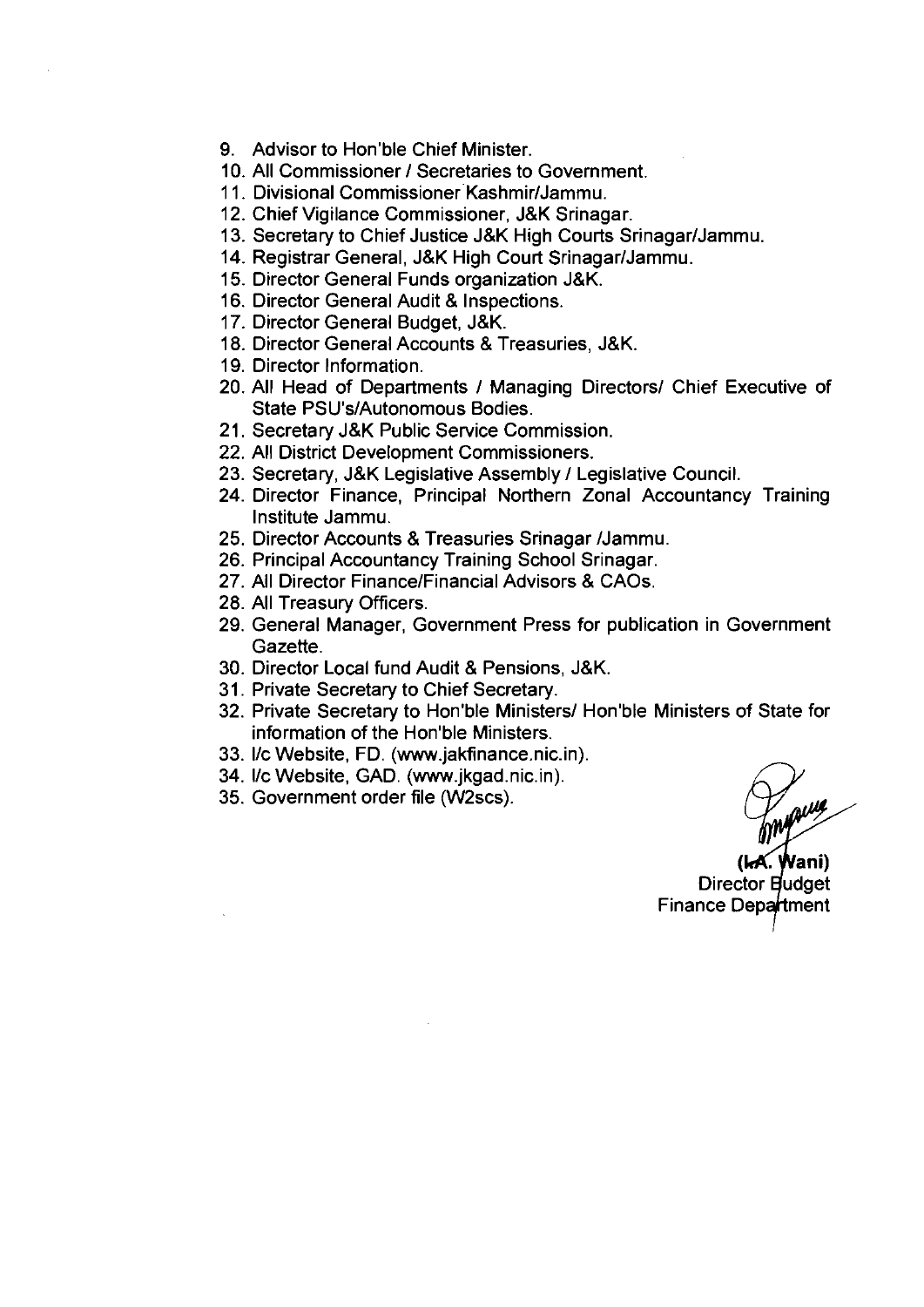9. Advisor to Hon'ble Chief Minister.
10. All Commissioner / Secretaries to Government.
11. Divisional Commissioner Kashmir/Jammu.
12. Chief Vigilance Commissioner, J&K Srinagar.
13. Secretary to Chief Justice J&K High Courts Srinagar/Jammu.
14. Registrar General, J&K High Court Srinagar/Jammu.
15. Director General Funds organization J&K.
16. Director General Audit & Inspections.
17. Director General Budget, J&K.
18. Director General Accounts & Treasuries, J&K.
19. Director Information.
20. All Head of Departments / Managing Directors/ Chief Executive of State PSU's/Autonomous Bodies.
21. Secretary J&K Public Service Commission.
22. All District Development Commissioners.
23. Secretary, J&K Legislative Assembly / Legislative Council.
24. Director Finance, Principal Northern Zonal Accountancy Training Institute Jammu.
25. Director Accounts & Treasuries Srinagar /Jammu.
26. Principal Accountancy Training School Srinagar.
27. All Director Finance/Financial Advisors & CAOs.
28. All Treasury Officers.
29. General Manager, Government Press for publication in Government Gazette.
30. Director Local fund Audit & Pensions, J&K.
31. Private Secretary to Chief Secretary.
32. Private Secretary to Hon'ble Ministers/ Hon'ble Ministers of State for information of the Hon'ble Ministers.
33. I/c Website, FD. (www.jakfinance.nic.in).
34. I/c Website, GAD. (www.jkgad.nic.in).
35. Government order file (W2scs).

**(I.A. Wani)**
Director Budget
Finance Department